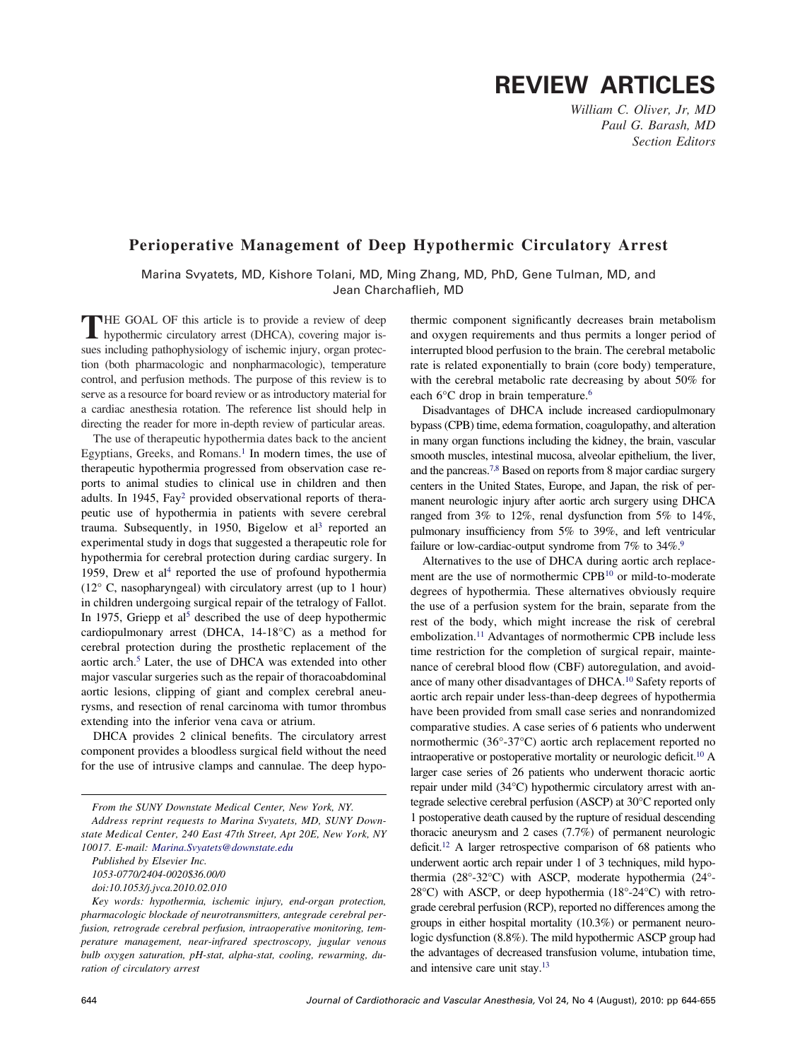# REVIEW ARTICLES

*William C. Oliver, Jr, MD*
*Paul G. Barash, MD*
*Section Editors*

## Perioperative Management of Deep Hypothermic Circulatory Arrest

Marina Svyatets, MD, Kishore Tolani, MD, Ming Zhang, MD, PhD, Gene Tulman, MD, and Jean Charchaflieh, MD

THE GOAL OF this article is to provide a review of deep hypothermic circulatory arrest (DHCA), covering major issues including pathophysiology of ischemic injury, organ protection (both pharmacologic and nonpharmacologic), temperature control, and perfusion methods. The purpose of this review is to serve as a resource for board review or as introductory material for a cardiac anesthesia rotation. The reference list should help in directing the reader for more in-depth review of particular areas.

The use of therapeutic hypothermia dates back to the ancient Egyptians, Greeks, and Romans.[1] In modern times, the use of therapeutic hypothermia progressed from observation case reports to animal studies to clinical use in children and then adults. In 1945, Fay[2] provided observational reports of therapeutic use of hypothermia in patients with severe cerebral trauma. Subsequently, in 1950, Bigelow et al[3] reported an experimental study in dogs that suggested a therapeutic role for hypothermia for cerebral protection during cardiac surgery. In 1959, Drew et al[4] reported the use of profound hypothermia (12° C, nasopharyngeal) with circulatory arrest (up to 1 hour) in children undergoing surgical repair of the tetralogy of Fallot. In 1975, Griepp et al[5] described the use of deep hypothermic cardiopulmonary arrest (DHCA, 14-18°C) as a method for cerebral protection during the prosthetic replacement of the aortic arch.[5] Later, the use of DHCA was extended into other major vascular surgeries such as the repair of thoracoabdominal aortic lesions, clipping of giant and complex cerebral aneurysms, and resection of renal carcinoma with tumor thrombus extending into the inferior vena cava or atrium.

DHCA provides 2 clinical benefits. The circulatory arrest component provides a bloodless surgical field without the need for the use of intrusive clamps and cannulae. The deep hypothermic component significantly decreases brain metabolism and oxygen requirements and thus permits a longer period of interrupted blood perfusion to the brain. The cerebral metabolic rate is related exponentially to brain (core body) temperature, with the cerebral metabolic rate decreasing by about 50% for each 6°C drop in brain temperature.[6]

Disadvantages of DHCA include increased cardiopulmonary bypass (CPB) time, edema formation, coagulopathy, and alteration in many organ functions including the kidney, the brain, vascular smooth muscles, intestinal mucosa, alveolar epithelium, the liver, and the pancreas.[7,8] Based on reports from 8 major cardiac surgery centers in the United States, Europe, and Japan, the risk of permanent neurologic injury after aortic arch surgery using DHCA ranged from 3% to 12%, renal dysfunction from 5% to 14%, pulmonary insufficiency from 5% to 39%, and left ventricular failure or low-cardiac-output syndrome from 7% to 34%.[9]

Alternatives to the use of DHCA during aortic arch replacement are the use of normothermic CPB[10] or mild-to-moderate degrees of hypothermia. These alternatives obviously require the use of a perfusion system for the brain, separate from the rest of the body, which might increase the risk of cerebral embolization.[11] Advantages of normothermic CPB include less time restriction for the completion of surgical repair, maintenance of cerebral blood flow (CBF) autoregulation, and avoidance of many other disadvantages of DHCA.[10] Safety reports of aortic arch repair under less-than-deep degrees of hypothermia have been provided from small case series and nonrandomized comparative studies. A case series of 6 patients who underwent normothermic (36°-37°C) aortic arch replacement reported no intraoperative or postoperative mortality or neurologic deficit.[10] A larger case series of 26 patients who underwent thoracic aortic repair under mild (34°C) hypothermic circulatory arrest with antegrade selective cerebral perfusion (ASCP) at 30°C reported only 1 postoperative death caused by the rupture of residual descending thoracic aneurysm and 2 cases (7.7%) of permanent neurologic deficit.[12] A larger retrospective comparison of 68 patients who underwent aortic arch repair under 1 of 3 techniques, mild hypothermia (28°-32°C) with ASCP, moderate hypothermia (24°-28°C) with ASCP, or deep hypothermia (18°-24°C) with retrograde cerebral perfusion (RCP), reported no differences among the groups in either hospital mortality (10.3%) or permanent neurologic dysfunction (8.8%). The mild hypothermic ASCP group had the advantages of decreased transfusion volume, intubation time, and intensive care unit stay.[13]

*From the SUNY Downstate Medical Center, New York, NY.*

*Address reprint requests to Marina Svyatets, MD, SUNY Downstate Medical Center, 240 East 47th Street, Apt 20E, New York, NY 10017. E-mail: Marina.Svyatets@downstate.edu*

*Published by Elsevier Inc.*

*1053-0770/2404-0020$36.00/0*

*doi:10.1053/j.jvca.2010.02.010*

*Key words: hypothermia, ischemic injury, end-organ protection, pharmacologic blockade of neurotransmitters, antegrade cerebral perfusion, retrograde cerebral perfusion, intraoperative monitoring, temperature management, near-infrared spectroscopy, jugular venous bulb oxygen saturation, pH-stat, alpha-stat, cooling, rewarming, duration of circulatory arrest*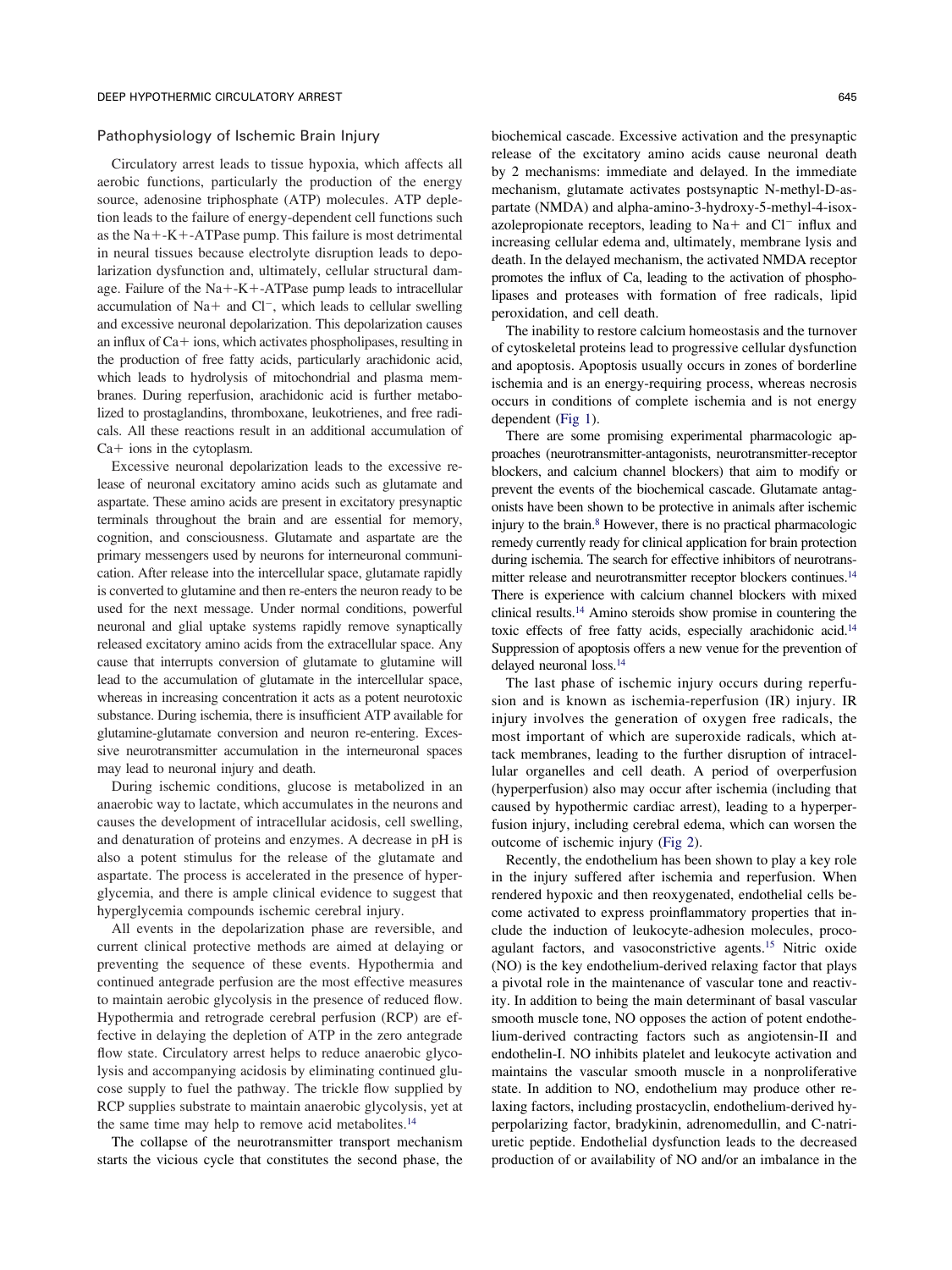## Pathophysiology of Ischemic Brain Injury

Circulatory arrest leads to tissue hypoxia, which affects all aerobic functions, particularly the production of the energy source, adenosine triphosphate (ATP) molecules. ATP depletion leads to the failure of energy-dependent cell functions such as the $Na^+$-$K^+$-ATPase pump. This failure is most detrimental in neural tissues because electrolyte disruption leads to depolarization dysfunction and, ultimately, cellular structural damage. Failure of the $Na^+$-$K^+$-ATPase pump leads to intracellular accumulation of $Na^+$ and $Cl^-$, which leads to cellular swelling and excessive neuronal depolarization. This depolarization causes an influx of $Ca^+$ ions, which activates phospholipases, resulting in the production of free fatty acids, particularly arachidonic acid, which leads to hydrolysis of mitochondrial and plasma membranes. During reperfusion, arachidonic acid is further metabolized to prostaglandins, thromboxane, leukotrienes, and free radicals. All these reactions result in an additional accumulation of $Ca^+$ ions in the cytoplasm.

Excessive neuronal depolarization leads to the excessive release of neuronal excitatory amino acids such as glutamate and aspartate. These amino acids are present in excitatory presynaptic terminals throughout the brain and are essential for memory, cognition, and consciousness. Glutamate and aspartate are the primary messengers used by neurons for interneuronal communication. After release into the intercellular space, glutamate rapidly is converted to glutamine and then re-enters the neuron ready to be used for the next message. Under normal conditions, powerful neuronal and glial uptake systems rapidly remove synaptically released excitatory amino acids from the extracellular space. Any cause that interrupts conversion of glutamate to glutamine will lead to the accumulation of glutamate in the intercellular space, whereas in increasing concentration it acts as a potent neurotoxic substance. During ischemia, there is insufficient ATP available for glutamine-glutamate conversion and neuron re-entering. Excessive neurotransmitter accumulation in the interneuronal spaces may lead to neuronal injury and death.

During ischemic conditions, glucose is metabolized in an anaerobic way to lactate, which accumulates in the neurons and causes the development of intracellular acidosis, cell swelling, and denaturation of proteins and enzymes. A decrease in pH is also a potent stimulus for the release of the glutamate and aspartate. The process is accelerated in the presence of hyperglycemia, and there is ample clinical evidence to suggest that hyperglycemia compounds ischemic cerebral injury.

All events in the depolarization phase are reversible, and current clinical protective methods are aimed at delaying or preventing the sequence of these events. Hypothermia and continued antegrade perfusion are the most effective measures to maintain aerobic glycolysis in the presence of reduced flow. Hypothermia and retrograde cerebral perfusion (RCP) are effective in delaying the depletion of ATP in the zero antegrade flow state. Circulatory arrest helps to reduce anaerobic glycolysis and accompanying acidosis by eliminating continued glucose supply to fuel the pathway. The trickle flow supplied by RCP supplies substrate to maintain anaerobic glycolysis, yet at the same time may help to remove acid metabolites.[14]

The collapse of the neurotransmitter transport mechanism starts the vicious cycle that constitutes the second phase, the biochemical cascade. Excessive activation and the presynaptic release of the excitatory amino acids cause neuronal death by 2 mechanisms: immediate and delayed. In the immediate mechanism, glutamate activates postsynaptic N-methyl-D-aspartate (NMDA) and alpha-amino-3-hydroxy-5-methyl-4-isoxazolepropionate receptors, leading to $Na^+$ and $Cl^-$ influx and increasing cellular edema and, ultimately, membrane lysis and death. In the delayed mechanism, the activated NMDA receptor promotes the influx of Ca, leading to the activation of phospholipases and proteases with formation of free radicals, lipid peroxidation, and cell death.

The inability to restore calcium homeostasis and the turnover of cytoskeletal proteins lead to progressive cellular dysfunction and apoptosis. Apoptosis usually occurs in zones of borderline ischemia and is an energy-requiring process, whereas necrosis occurs in conditions of complete ischemia and is not energy dependent (Fig 1).

There are some promising experimental pharmacologic approaches (neurotransmitter-antagonists, neurotransmitter-receptor blockers, and calcium channel blockers) that aim to modify or prevent the events of the biochemical cascade. Glutamate antagonists have been shown to be protective in animals after ischemic injury to the brain.[8] However, there is no practical pharmacologic remedy currently ready for clinical application for brain protection during ischemia. The search for effective inhibitors of neurotransmitter release and neurotransmitter receptor blockers continues.[14] There is experience with calcium channel blockers with mixed clinical results.[14] Amino steroids show promise in countering the toxic effects of free fatty acids, especially arachidonic acid.[14] Suppression of apoptosis offers a new venue for the prevention of delayed neuronal loss.[14]

The last phase of ischemic injury occurs during reperfusion and is known as ischemia-reperfusion (IR) injury. IR injury involves the generation of oxygen free radicals, the most important of which are superoxide radicals, which attack membranes, leading to the further disruption of intracellular organelles and cell death. A period of overperfusion (hyperperfusion) also may occur after ischemia (including that caused by hypothermic cardiac arrest), leading to a hyperperfusion injury, including cerebral edema, which can worsen the outcome of ischemic injury (Fig 2).

Recently, the endothelium has been shown to play a key role in the injury suffered after ischemia and reperfusion. When rendered hypoxic and then reoxygenated, endothelial cells become activated to express proinflammatory properties that include the induction of leukocyte-adhesion molecules, procoagulant factors, and vasoconstrictive agents.[15] Nitric oxide (NO) is the key endothelium-derived relaxing factor that plays a pivotal role in the maintenance of vascular tone and reactivity. In addition to being the main determinant of basal vascular smooth muscle tone, NO opposes the action of potent endothelium-derived contracting factors such as angiotensin-II and endothelin-I. NO inhibits platelet and leukocyte activation and maintains the vascular smooth muscle in a nonproliferative state. In addition to NO, endothelium may produce other relaxing factors, including prostacyclin, endothelium-derived hyperpolarizing factor, bradykinin, adrenomedullin, and C-natriuretic peptide. Endothelial dysfunction leads to the decreased production of or availability of NO and/or an imbalance in the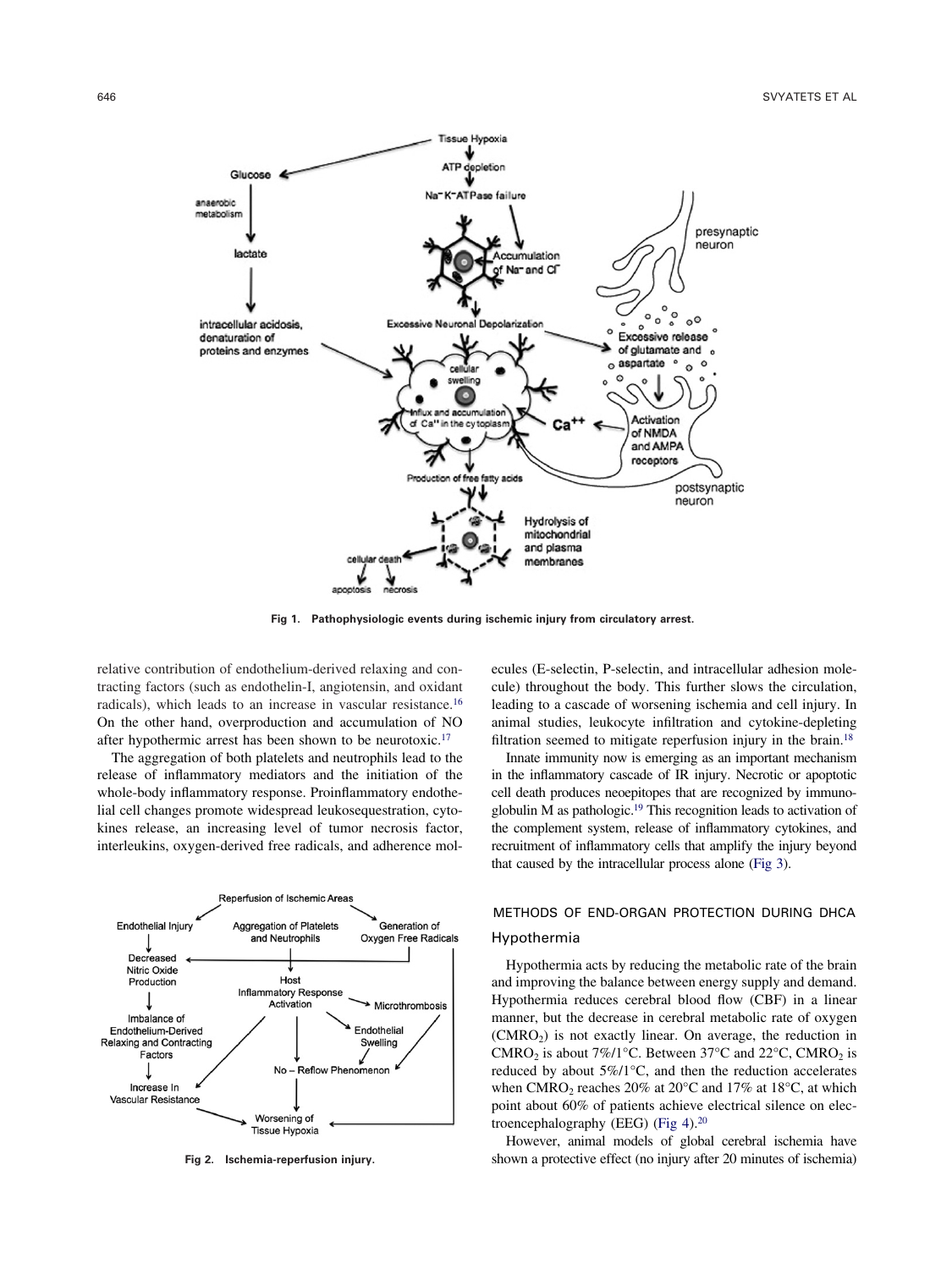Fig 1. Pathophysiologic events during ischemic injury from circulatory arrest.

relative contribution of endothelium-derived relaxing and contracting factors (such as endothelin-I, angiotensin, and oxidant radicals), which leads to an increase in vascular resistance.[16] On the other hand, overproduction and accumulation of NO after hypothermic arrest has been shown to be neurotoxic.[17]

The aggregation of both platelets and neutrophils lead to the release of inflammatory mediators and the initiation of the whole-body inflammatory response. Proinflammatory endothelial cell changes promote widespread leukosequestration, cytokines release, an increasing level of tumor necrosis factor, interleukins, oxygen-derived free radicals, and adherence molecules (E-selectin, P-selectin, and intracellular adhesion molecule) throughout the body. This further slows the circulation, leading to a cascade of worsening ischemia and cell injury. In animal studies, leukocyte infiltration and cytokine-depleting filtration seemed to mitigate reperfusion injury in the brain.[18]

Innate immunity now is emerging as an important mechanism in the inflammatory cascade of IR injury. Necrotic or apoptotic cell death produces neoepitopes that are recognized by immunoglobulin M as pathologic.[19] This recognition leads to activation of the complement system, release of inflammatory cytokines, and recruitment of inflammatory cells that amplify the injury beyond that caused by the intracellular process alone (Fig 3).

Fig 2. Ischemia-reperfusion injury.

## METHODS OF END-ORGAN PROTECTION DURING DHCA

### Hypothermia

Hypothermia acts by reducing the metabolic rate of the brain and improving the balance between energy supply and demand. Hypothermia reduces cerebral blood flow (CBF) in a linear manner, but the decrease in cerebral metabolic rate of oxygen ($CMRO_2$) is not exactly linear. On average, the reduction in $CMRO_2$ is about 7%/1°C. Between 37°C and 22°C, $CMRO_2$ is reduced by about 5%/1°C, and then the reduction accelerates when $CMRO_2$ reaches 20% at 20°C and 17% at 18°C, at which point about 60% of patients achieve electrical silence on electroencephalography (EEG) (Fig 4).[20]

However, animal models of global cerebral ischemia have shown a protective effect (no injury after 20 minutes of ischemia)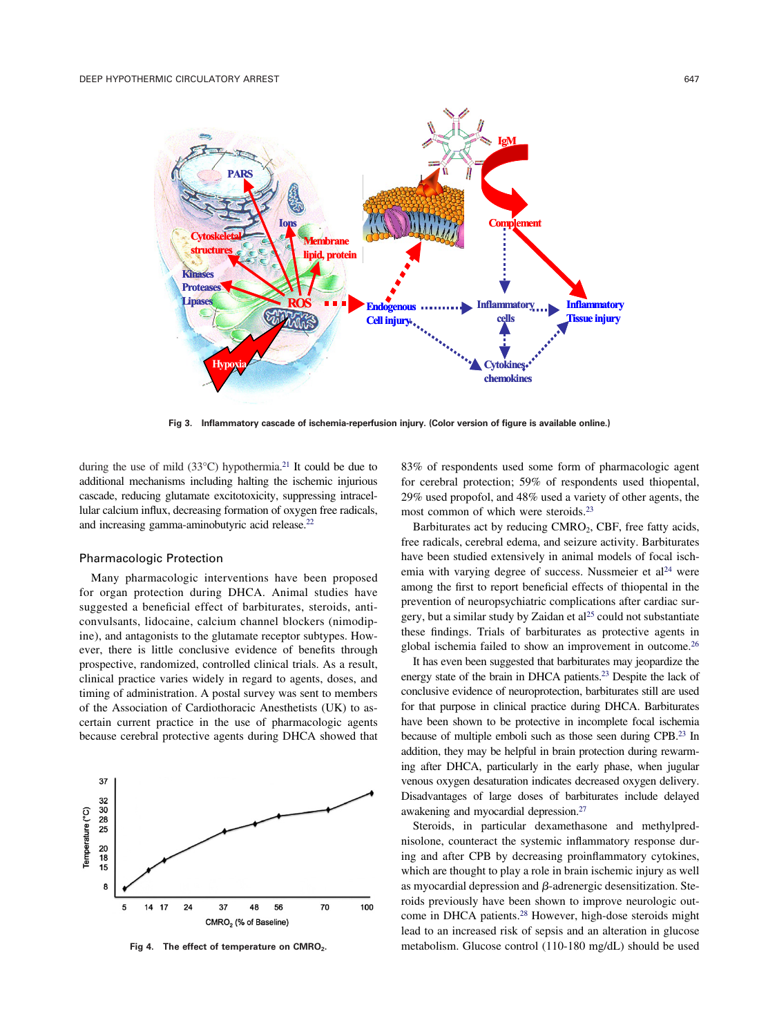Fig 3. Inflammatory cascade of ischemia-reperfusion injury. (Color version of figure is available online.)

during the use of mild (33°C) hypothermia.[21] It could be due to additional mechanisms including halting the ischemic injurious cascade, reducing glutamate excitotoxicity, suppressing intracellular calcium influx, decreasing formation of oxygen free radicals, and increasing gamma-aminobutyric acid release.[22]

## Pharmacologic Protection

Many pharmacologic interventions have been proposed for organ protection during DHCA. Animal studies have suggested a beneficial effect of barbiturates, steroids, anticonvulsants, lidocaine, calcium channel blockers (nimodipine), and antagonists to the glutamate receptor subtypes. However, there is little conclusive evidence of benefits through prospective, randomized, controlled clinical trials. As a result, clinical practice varies widely in regard to agents, doses, and timing of administration. A postal survey was sent to members of the Association of Cardiothoracic Anesthetists (UK) to ascertain current practice in the use of pharmacologic agents because cerebral protective agents during DHCA showed that 83% of respondents used some form of pharmacologic agent for cerebral protection; 59% of respondents used thiopental, 29% used propofol, and 48% used a variety of other agents, the most common of which were steroids.[23]

Fig 4. The effect of temperature on $CMRO_2$.

Barbiturates act by reducing $CMRO_2$, CBF, free fatty acids, free radicals, cerebral edema, and seizure activity. Barbiturates have been studied extensively in animal models of focal ischemia with varying degree of success. Nussmeier et al[24] were among the first to report beneficial effects of thiopental in the prevention of neuropsychiatric complications after cardiac surgery, but a similar study by Zaidan et al[25] could not substantiate these findings. Trials of barbiturates as protective agents in global ischemia failed to show an improvement in outcome.[26]

It has even been suggested that barbiturates may jeopardize the energy state of the brain in DHCA patients.[23] Despite the lack of conclusive evidence of neuroprotection, barbiturates still are used for that purpose in clinical practice during DHCA. Barbiturates have been shown to be protective in incomplete focal ischemia because of multiple emboli such as those seen during CPB.[23] In addition, they may be helpful in brain protection during rewarming after DHCA, particularly in the early phase, when jugular venous oxygen desaturation indicates decreased oxygen delivery. Disadvantages of large doses of barbiturates include delayed awakening and myocardial depression.[27]

Steroids, in particular dexamethasone and methylprednisolone, counteract the systemic inflammatory response during and after CPB by decreasing proinflammatory cytokines, which are thought to play a role in brain ischemic injury as well as myocardial depression and $\beta$-adrenergic desensitization. Steroids previously have been shown to improve neurologic outcome in DHCA patients.[28] However, high-dose steroids might lead to an increased risk of sepsis and an alteration in glucose metabolism. Glucose control (110-180 mg/dL) should be used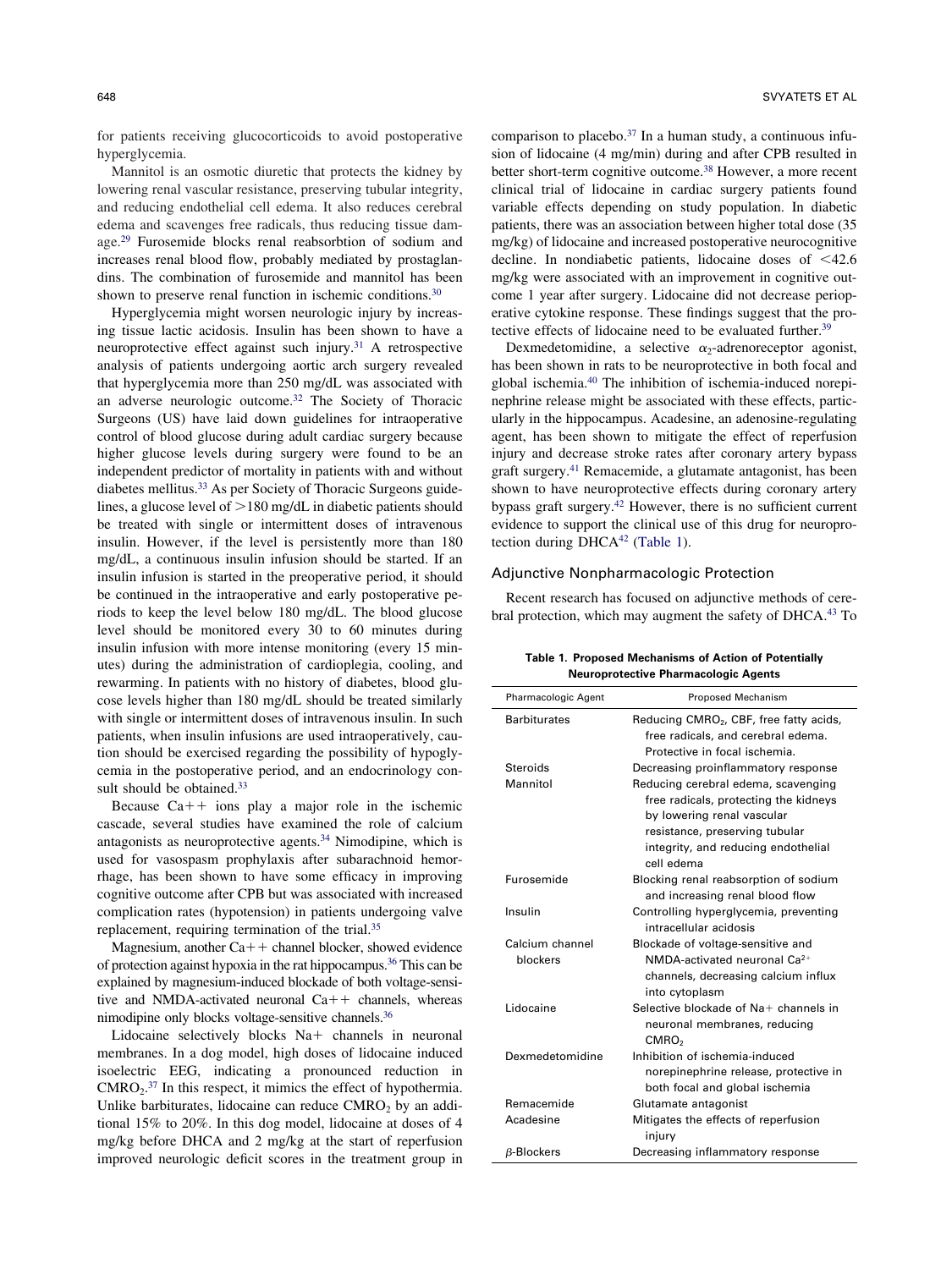for patients receiving glucocorticoids to avoid postoperative hyperglycemia.

Mannitol is an osmotic diuretic that protects the kidney by lowering renal vascular resistance, preserving tubular integrity, and reducing endothelial cell edema. It also reduces cerebral edema and scavenges free radicals, thus reducing tissue damage.[29] Furosemide blocks renal reabsorbtion of sodium and increases renal blood flow, probably mediated by prostaglandins. The combination of furosemide and mannitol has been shown to preserve renal function in ischemic conditions.[30]

Hyperglycemia might worsen neurologic injury by increasing tissue lactic acidosis. Insulin has been shown to have a neuroprotective effect against such injury.[31] A retrospective analysis of patients undergoing aortic arch surgery revealed that hyperglycemia more than 250 mg/dL was associated with an adverse neurologic outcome.[32] The Society of Thoracic Surgeons (US) have laid down guidelines for intraoperative control of blood glucose during adult cardiac surgery because higher glucose levels during surgery were found to be an independent predictor of mortality in patients with and without diabetes mellitus.[33] As per Society of Thoracic Surgeons guidelines, a glucose level of >180 mg/dL in diabetic patients should be treated with single or intermittent doses of intravenous insulin. However, if the level is persistently more than 180 mg/dL, a continuous insulin infusion should be started. If an insulin infusion is started in the preoperative period, it should be continued in the intraoperative and early postoperative periods to keep the level below 180 mg/dL. The blood glucose level should be monitored every 30 to 60 minutes during insulin infusion with more intense monitoring (every 15 minutes) during the administration of cardioplegia, cooling, and rewarming. In patients with no history of diabetes, blood glucose levels higher than 180 mg/dL should be treated similarly with single or intermittent doses of intravenous insulin. In such patients, when insulin infusions are used intraoperatively, caution should be exercised regarding the possibility of hypoglycemia in the postoperative period, and an endocrinology consult should be obtained.[33]

Because Ca++ ions play a major role in the ischemic cascade, several studies have examined the role of calcium antagonists as neuroprotective agents.[34] Nimodipine, which is used for vasospasm prophylaxis after subarachnoid hemorrhage, has been shown to have some efficacy in improving cognitive outcome after CPB but was associated with increased complication rates (hypotension) in patients undergoing valve replacement, requiring termination of the trial.[35]

Magnesium, another Ca++ channel blocker, showed evidence of protection against hypoxia in the rat hippocampus.[36] This can be explained by magnesium-induced blockade of both voltage-sensitive and NMDA-activated neuronal Ca++ channels, whereas nimodipine only blocks voltage-sensitive channels.[36]

Lidocaine selectively blocks Na+ channels in neuronal membranes. In a dog model, high doses of lidocaine induced isoelectric EEG, indicating a pronounced reduction in $CMRO_2$.[37] In this respect, it mimics the effect of hypothermia. Unlike barbiturates, lidocaine can reduce $CMRO_2$ by an additional 15% to 20%. In this dog model, lidocaine at doses of 4 mg/kg before DHCA and 2 mg/kg at the start of reperfusion improved neurologic deficit scores in the treatment group in comparison to placebo.[37] In a human study, a continuous infusion of lidocaine (4 mg/min) during and after CPB resulted in better short-term cognitive outcome.[38] However, a more recent clinical trial of lidocaine in cardiac surgery patients found variable effects depending on study population. In diabetic patients, there was an association between higher total dose (35 mg/kg) of lidocaine and increased postoperative neurocognitive decline. In nondiabetic patients, lidocaine doses of <42.6 mg/kg were associated with an improvement in cognitive outcome 1 year after surgery. Lidocaine did not decrease perioperative cytokine response. These findings suggest that the protective effects of lidocaine need to be evaluated further.[39]

Dexmedetomidine, a selective $\alpha_2$-adrenoreceptor agonist, has been shown in rats to be neuroprotective in both focal and global ischemia.[40] The inhibition of ischemia-induced norepinephrine release might be associated with these effects, particularly in the hippocampus. Acadesine, an adenosine-regulating agent, has been shown to mitigate the effect of reperfusion injury and decrease stroke rates after coronary artery bypass graft surgery.[41] Remacemide, a glutamate antagonist, has been shown to have neuroprotective effects during coronary artery bypass graft surgery.[42] However, there is no sufficient current evidence to support the clinical use of this drug for neuroprotection during DHCA[42] (Table 1).

## Adjunctive Nonpharmacologic Protection

Recent research has focused on adjunctive methods of cerebral protection, which may augment the safety of DHCA.[43] To

**Table 1. Proposed Mechanisms of Action of Potentially Neuroprotective Pharmacologic Agents**

| Pharmacologic Agent | Proposed Mechanism |
|---|---|
| Barbiturates | Reducing $CMRO_2$, CBF, free fatty acids, free radicals, and cerebral edema. Protective in focal ischemia. |
| Steroids | Decreasing proinflammatory response |
| Mannitol | Reducing cerebral edema, scavenging free radicals, protecting the kidneys by lowering renal vascular resistance, preserving tubular integrity, and reducing endothelial cell edema |
| Furosemide | Blocking renal reabsorption of sodium and increasing renal blood flow |
| Insulin | Controlling hyperglycemia, preventing intracellular acidosis |
| Calcium channel blockers | Blockade of voltage-sensitive and NMDA-activated neuronal $Ca^{2+}$ channels, decreasing calcium influx into cytoplasm |
| Lidocaine | Selective blockade of Na+ channels in neuronal membranes, reducing $CMRO_2$ |
| Dexmedetomidine | Inhibition of ischemia-induced norepinephrine release, protective in both focal and global ischemia |
| Remacemide | Glutamate antagonist |
| Acadesine | Mitigates the effects of reperfusion injury |
| $\beta$-Blockers | Decreasing inflammatory response |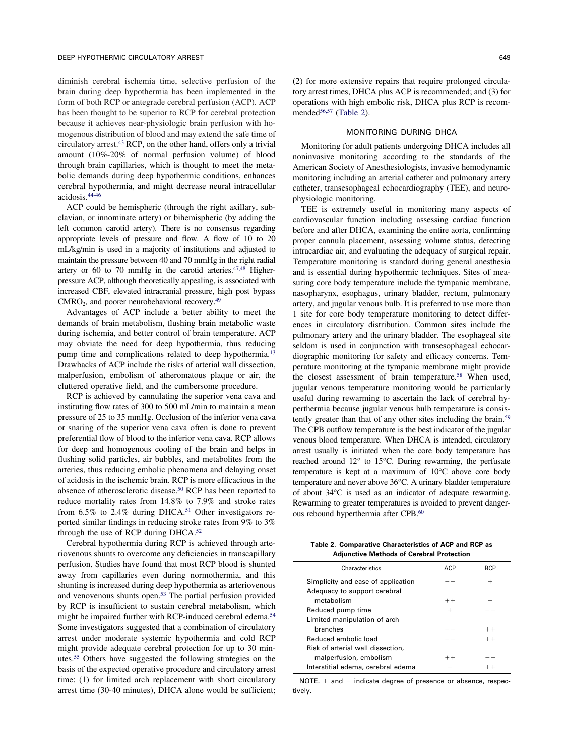diminish cerebral ischemia time, selective perfusion of the brain during deep hypothermia has been implemented in the form of both RCP or antegrade cerebral perfusion (ACP). ACP has been thought to be superior to RCP for cerebral protection because it achieves near-physiologic brain perfusion with homogenous distribution of blood and may extend the safe time of circulatory arrest.[43] RCP, on the other hand, offers only a trivial amount (10%-20% of normal perfusion volume) of blood through brain capillaries, which is thought to meet the metabolic demands during deep hypothermic conditions, enhances cerebral hypothermia, and might decrease neural intracellular acidosis.[44-46]

ACP could be hemispheric (through the right axillary, subclavian, or innominate artery) or bihemispheric (by adding the left common carotid artery). There is no consensus regarding appropriate levels of pressure and flow. A flow of 10 to 20 mL/kg/min is used in a majority of institutions and adjusted to maintain the pressure between 40 and 70 mmHg in the right radial artery or 60 to 70 mmHg in the carotid arteries.[47,48] Higher-pressure ACP, although theoretically appealing, is associated with increased CBF, elevated intracranial pressure, high post bypass $CMRO_2$, and poorer neurobehavioral recovery.[49]

Advantages of ACP include a better ability to meet the demands of brain metabolism, flushing brain metabolic waste during ischemia, and better control of brain temperature. ACP may obviate the need for deep hypothermia, thus reducing pump time and complications related to deep hypothermia.[13] Drawbacks of ACP include the risks of arterial wall dissection, malperfusion, embolism of atheromatous plaque or air, the cluttered operative field, and the cumbersome procedure.

RCP is achieved by cannulating the superior vena cava and instituting flow rates of 300 to 500 mL/min to maintain a mean pressure of 25 to 35 mmHg. Occlusion of the inferior vena cava or snaring of the superior vena cava often is done to prevent preferential flow of blood to the inferior vena cava. RCP allows for deep and homogenous cooling of the brain and helps in flushing solid particles, air bubbles, and metabolites from the arteries, thus reducing embolic phenomena and delaying onset of acidosis in the ischemic brain. RCP is more efficacious in the absence of atherosclerotic disease.[50] RCP has been reported to reduce mortality rates from 14.8% to 7.9% and stroke rates from 6.5% to 2.4% during DHCA.[51] Other investigators reported similar findings in reducing stroke rates from 9% to 3% through the use of RCP during DHCA.[52]

Cerebral hypothermia during RCP is achieved through arteriovenous shunts to overcome any deficiencies in transcapillary perfusion. Studies have found that most RCP blood is shunted away from capillaries even during normothermia, and this shunting is increased during deep hypothermia as arteriovenous and venovenous shunts open.[53] The partial perfusion provided by RCP is insufficient to sustain cerebral metabolism, which might be impaired further with RCP-induced cerebral edema.[54] Some investigators suggested that a combination of circulatory arrest under moderate systemic hypothermia and cold RCP might provide adequate cerebral protection for up to 30 minutes.[55] Others have suggested the following strategies on the basis of the expected operative procedure and circulatory arrest time: (1) for limited arch replacement with short circulatory arrest time (30-40 minutes), DHCA alone would be sufficient; (2) for more extensive repairs that require prolonged circulatory arrest times, DHCA plus ACP is recommended; and (3) for operations with high embolic risk, DHCA plus RCP is recommended[56,57] (Table 2).

## MONITORING DURING DHCA

Monitoring for adult patients undergoing DHCA includes all noninvasive monitoring according to the standards of the American Society of Anesthesiologists, invasive hemodynamic monitoring including an arterial catheter and pulmonary artery catheter, transesophageal echocardiography (TEE), and neurophysiologic monitoring.

TEE is extremely useful in monitoring many aspects of cardiovascular function including assessing cardiac function before and after DHCA, examining the entire aorta, confirming proper cannula placement, assessing volume status, detecting intracardiac air, and evaluating the adequacy of surgical repair. Temperature monitoring is standard during general anesthesia and is essential during hypothermic techniques. Sites of measuring core body temperature include the tympanic membrane, nasopharynx, esophagus, urinary bladder, rectum, pulmonary artery, and jugular venous bulb. It is preferred to use more than 1 site for core body temperature monitoring to detect differences in circulatory distribution. Common sites include the pulmonary artery and the urinary bladder. The esophageal site seldom is used in conjunction with transesophageal echocardiographic monitoring for safety and efficacy concerns. Temperature monitoring at the tympanic membrane might provide the closest assessment of brain temperature.[58] When used, jugular venous temperature monitoring would be particularly useful during rewarming to ascertain the lack of cerebral hyperthermia because jugular venous bulb temperature is consistently greater than that of any other sites including the brain.[59] The CPB outflow temperature is the best indicator of the jugular venous blood temperature. When DHCA is intended, circulatory arrest usually is initiated when the core body temperature has reached around 12° to 15°C. During rewarming, the perfusate temperature is kept at a maximum of 10°C above core body temperature and never above 36°C. A urinary bladder temperature of about 34°C is used as an indicator of adequate rewarming. Rewarming to greater temperatures is avoided to prevent dangerous rebound hyperthermia after CPB.[60]

**Table 2. Comparative Characteristics of ACP and RCP as Adjunctive Methods of Cerebral Protection**

| Characteristics | ACP | RCP |
|---|---|---|
| Simplicity and ease of application | −− | + |
| Adequacy to support cerebral metabolism | ++ | − |
| Reduced pump time | + | −− |
| Limited manipulation of arch branches | −− | ++ |
| Reduced embolic load | −− | ++ |
| Risk of arterial wall dissection, malperfusion, embolism | ++ | −− |
| Interstitial edema, cerebral edema | − | ++ |

NOTE. + and − indicate degree of presence or absence, respectively.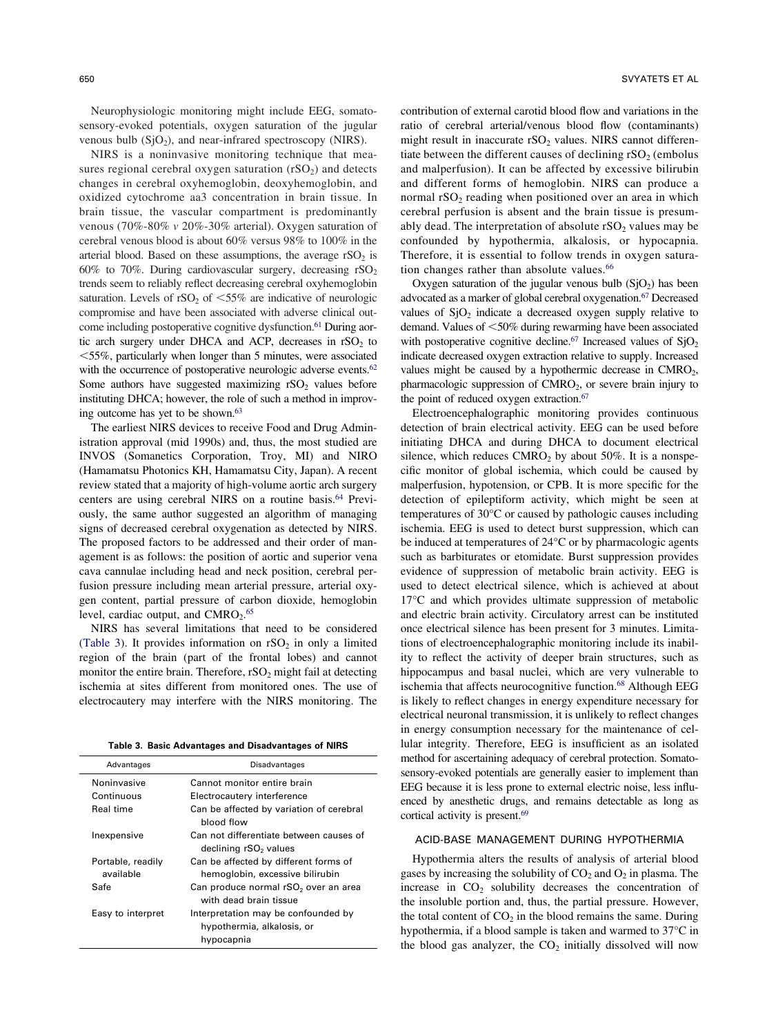Neurophysiologic monitoring might include EEG, somatosensory-evoked potentials, oxygen saturation of the jugular venous bulb ($SjO_2$), and near-infrared spectroscopy (NIRS).

NIRS is a noninvasive monitoring technique that measures regional cerebral oxygen saturation ($rSO_2$) and detects changes in cerebral oxyhemoglobin, deoxyhemoglobin, and oxidized cytochrome aa3 concentration in brain tissue. In brain tissue, the vascular compartment is predominantly venous (70%-80% *v* 20%-30% arterial). Oxygen saturation of cerebral venous blood is about 60% versus 98% to 100% in the arterial blood. Based on these assumptions, the average $rSO_2$ is 60% to 70%. During cardiovascular surgery, decreasing $rSO_2$ trends seem to reliably reflect decreasing cerebral oxyhemoglobin saturation. Levels of $rSO_2$ of <55% are indicative of neurologic compromise and have been associated with adverse clinical outcome including postoperative cognitive dysfunction.[61] During aortic arch surgery under DHCA and ACP, decreases in $rSO_2$ to <55%, particularly when longer than 5 minutes, were associated with the occurrence of postoperative neurologic adverse events.[62] Some authors have suggested maximizing $rSO_2$ values before instituting DHCA; however, the role of such a method in improving outcome has yet to be shown.[63]

The earliest NIRS devices to receive Food and Drug Administration approval (mid 1990s) and, thus, the most studied are INVOS (Somanetics Corporation, Troy, MI) and NIRO (Hamamatsu Photonics KH, Hamamatsu City, Japan). A recent review stated that a majority of high-volume aortic arch surgery centers are using cerebral NIRS on a routine basis.[64] Previously, the same author suggested an algorithm of managing signs of decreased cerebral oxygenation as detected by NIRS. The proposed factors to be addressed and their order of management is as follows: the position of aortic and superior vena cava cannulae including head and neck position, cerebral perfusion pressure including mean arterial pressure, arterial oxygen content, partial pressure of carbon dioxide, hemoglobin level, cardiac output, and $CMRO_2$.[65]

NIRS has several limitations that need to be considered (Table 3). It provides information on $rSO_2$ in only a limited region of the brain (part of the frontal lobes) and cannot monitor the entire brain. Therefore, $rSO_2$ might fail at detecting ischemia at sites different from monitored ones. The use of electrocautery may interfere with the NIRS monitoring. The contribution of external carotid blood flow and variations in the ratio of cerebral arterial/venous blood flow (contaminants) might result in inaccurate $rSO_2$ values. NIRS cannot differentiate between the different causes of declining $rSO_2$ (embolus and malperfusion). It can be affected by excessive bilirubin and different forms of hemoglobin. NIRS can produce a normal $rSO_2$ reading when positioned over an area in which cerebral perfusion is absent and the brain tissue is presumably dead. The interpretation of absolute $rSO_2$ values may be confounded by hypothermia, alkalosis, or hypocapnia. Therefore, it is essential to follow trends in oxygen saturation changes rather than absolute values.[66]

**Table 3. Basic Advantages and Disadvantages of NIRS**

| Advantages | Disadvantages |
|---|---|
| Noninvasive | Cannot monitor entire brain |
| Continuous | Electrocautery interference |
| Real time | Can be affected by variation of cerebral blood flow |
| Inexpensive | Can not differentiate between causes of declining $rSO_2$ values |
| Portable, readily available | Can be affected by different forms of hemoglobin, excessive bilirubin |
| Safe | Can produce normal $rSO_2$ over an area with dead brain tissue |
| Easy to interpret | Interpretation may be confounded by hypothermia, alkalosis, or hypocapnia |

Oxygen saturation of the jugular venous bulb ($SjO_2$) has been advocated as a marker of global cerebral oxygenation.[67] Decreased values of $SjO_2$ indicate a decreased oxygen supply relative to demand. Values of <50% during rewarming have been associated with postoperative cognitive decline.[67] Increased values of $SjO_2$ indicate decreased oxygen extraction relative to supply. Increased values might be caused by a hypothermic decrease in $CMRO_2$, pharmacologic suppression of $CMRO_2$, or severe brain injury to the point of reduced oxygen extraction.[67]

Electroencephalographic monitoring provides continuous detection of brain electrical activity. EEG can be used before initiating DHCA and during DHCA to document electrical silence, which reduces $CMRO_2$ by about 50%. It is a nonspecific monitor of global ischemia, which could be caused by malperfusion, hypotension, or CPB. It is more specific for the detection of epileptiform activity, which might be seen at temperatures of 30°C or caused by pathologic causes including ischemia. EEG is used to detect burst suppression, which can be induced at temperatures of 24°C or by pharmacologic agents such as barbiturates or etomidate. Burst suppression provides evidence of suppression of metabolic brain activity. EEG is used to detect electrical silence, which is achieved at about 17°C and which provides ultimate suppression of metabolic and electric brain activity. Circulatory arrest can be instituted once electrical silence has been present for 3 minutes. Limitations of electroencephalographic monitoring include its inability to reflect the activity of deeper brain structures, such as hippocampus and basal nuclei, which are very vulnerable to ischemia that affects neurocognitive function.[68] Although EEG is likely to reflect changes in energy expenditure necessary for electrical neuronal transmission, it is unlikely to reflect changes in energy consumption necessary for the maintenance of cellular integrity. Therefore, EEG is insufficient as an isolated method for ascertaining adequacy of cerebral protection. Somatosensory-evoked potentials are generally easier to implement than EEG because it is less prone to external electric noise, less influenced by anesthetic drugs, and remains detectable as long as cortical activity is present.[69]

## ACID-BASE MANAGEMENT DURING HYPOTHERMIA

Hypothermia alters the results of analysis of arterial blood gases by increasing the solubility of $CO_2$ and $O_2$ in plasma. The increase in $CO_2$ solubility decreases the concentration of the insoluble portion and, thus, the partial pressure. However, the total content of $CO_2$ in the blood remains the same. During hypothermia, if a blood sample is taken and warmed to 37°C in the blood gas analyzer, the $CO_2$ initially dissolved will now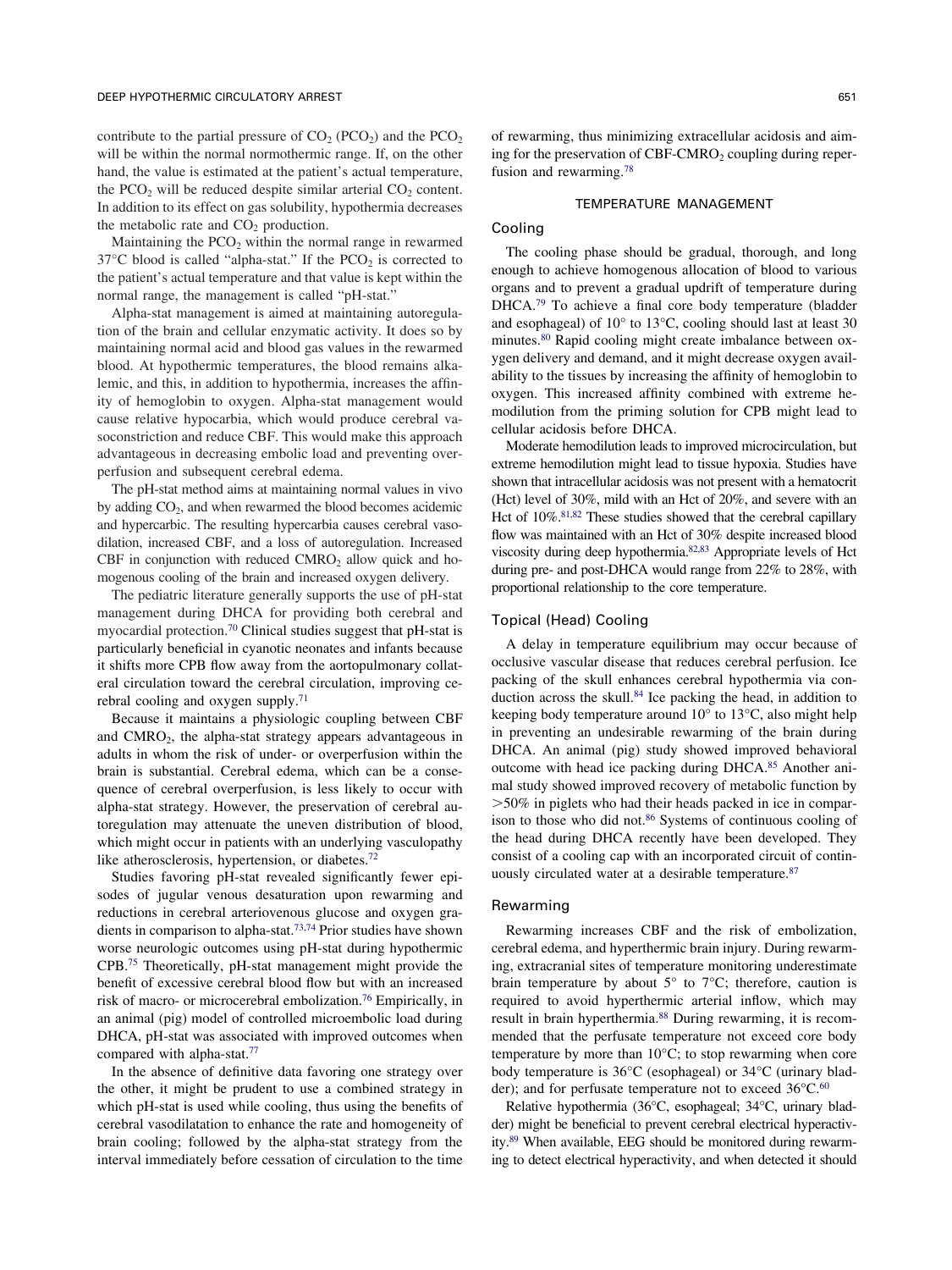contribute to the partial pressure of $CO_2$ ($PCO_2$) and the $PCO_2$ will be within the normal normothermic range. If, on the other hand, the value is estimated at the patient's actual temperature, the $PCO_2$ will be reduced despite similar arterial $CO_2$ content. In addition to its effect on gas solubility, hypothermia decreases the metabolic rate and $CO_2$ production.

Maintaining the $PCO_2$ within the normal range in rewarmed 37°C blood is called "alpha-stat." If the $PCO_2$ is corrected to the patient's actual temperature and that value is kept within the normal range, the management is called "pH-stat."

Alpha-stat management is aimed at maintaining autoregulation of the brain and cellular enzymatic activity. It does so by maintaining normal acid and blood gas values in the rewarmed blood. At hypothermic temperatures, the blood remains alkalemic, and this, in addition to hypothermia, increases the affinity of hemoglobin to oxygen. Alpha-stat management would cause relative hypocarbia, which would produce cerebral vasoconstriction and reduce CBF. This would make this approach advantageous in decreasing embolic load and preventing overperfusion and subsequent cerebral edema.

The pH-stat method aims at maintaining normal values in vivo by adding $CO_2$, and when rewarmed the blood becomes acidemic and hypercarbic. The resulting hypercarbia causes cerebral vasodilation, increased CBF, and a loss of autoregulation. Increased CBF in conjunction with reduced $CMRO_2$ allow quick and homogenous cooling of the brain and increased oxygen delivery.

The pediatric literature generally supports the use of pH-stat management during DHCA for providing both cerebral and myocardial protection.[70] Clinical studies suggest that pH-stat is particularly beneficial in cyanotic neonates and infants because it shifts more CPB flow away from the aortopulmonary collateral circulation toward the cerebral circulation, improving cerebral cooling and oxygen supply.[71]

Because it maintains a physiologic coupling between CBF and $CMRO_2$, the alpha-stat strategy appears advantageous in adults in whom the risk of under- or overperfusion within the brain is substantial. Cerebral edema, which can be a consequence of cerebral overperfusion, is less likely to occur with alpha-stat strategy. However, the preservation of cerebral autoregulation may attenuate the uneven distribution of blood, which might occur in patients with an underlying vasculopathy like atherosclerosis, hypertension, or diabetes.[72]

Studies favoring pH-stat revealed significantly fewer episodes of jugular venous desaturation upon rewarming and reductions in cerebral arteriovenous glucose and oxygen gradients in comparison to alpha-stat.[73,74] Prior studies have shown worse neurologic outcomes using pH-stat during hypothermic CPB.[75] Theoretically, pH-stat management might provide the benefit of excessive cerebral blood flow but with an increased risk of macro- or microcerebral embolization.[76] Empirically, in an animal (pig) model of controlled microembolic load during DHCA, pH-stat was associated with improved outcomes when compared with alpha-stat.[77]

In the absence of definitive data favoring one strategy over the other, it might be prudent to use a combined strategy in which pH-stat is used while cooling, thus using the benefits of cerebral vasodilatation to enhance the rate and homogeneity of brain cooling; followed by the alpha-stat strategy from the interval immediately before cessation of circulation to the time of rewarming, thus minimizing extracellular acidosis and aiming for the preservation of CBF-$CMRO_2$ coupling during reperfusion and rewarming.[78]

## TEMPERATURE MANAGEMENT

### Cooling

The cooling phase should be gradual, thorough, and long enough to achieve homogenous allocation of blood to various organs and to prevent a gradual updrift of temperature during DHCA.[79] To achieve a final core body temperature (bladder and esophageal) of 10° to 13°C, cooling should last at least 30 minutes.[80] Rapid cooling might create imbalance between oxygen delivery and demand, and it might decrease oxygen availability to the tissues by increasing the affinity of hemoglobin to oxygen. This increased affinity combined with extreme hemodilution from the priming solution for CPB might lead to cellular acidosis before DHCA.

Moderate hemodilution leads to improved microcirculation, but extreme hemodilution might lead to tissue hypoxia. Studies have shown that intracellular acidosis was not present with a hematocrit (Hct) level of 30%, mild with an Hct of 20%, and severe with an Hct of 10%.[81,82] These studies showed that the cerebral capillary flow was maintained with an Hct of 30% despite increased blood viscosity during deep hypothermia.[82,83] Appropriate levels of Hct during pre- and post-DHCA would range from 22% to 28%, with proportional relationship to the core temperature.

### Topical (Head) Cooling

A delay in temperature equilibrium may occur because of occlusive vascular disease that reduces cerebral perfusion. Ice packing of the skull enhances cerebral hypothermia via conduction across the skull.[84] Ice packing the head, in addition to keeping body temperature around 10° to 13°C, also might help in preventing an undesirable rewarming of the brain during DHCA. An animal (pig) study showed improved behavioral outcome with head ice packing during DHCA.[85] Another animal study showed improved recovery of metabolic function by >50% in piglets who had their heads packed in ice in comparison to those who did not.[86] Systems of continuous cooling of the head during DHCA recently have been developed. They consist of a cooling cap with an incorporated circuit of continuously circulated water at a desirable temperature.[87]

### Rewarming

Rewarming increases CBF and the risk of embolization, cerebral edema, and hyperthermic brain injury. During rewarming, extracranial sites of temperature monitoring underestimate brain temperature by about 5° to 7°C; therefore, caution is required to avoid hyperthermic arterial inflow, which may result in brain hyperthermia.[88] During rewarming, it is recommended that the perfusate temperature not exceed core body temperature by more than 10°C; to stop rewarming when core body temperature is 36°C (esophageal) or 34°C (urinary bladder); and for perfusate temperature not to exceed 36°C.[60]

Relative hypothermia (36°C, esophageal; 34°C, urinary bladder) might be beneficial to prevent cerebral electrical hyperactivity.[89] When available, EEG should be monitored during rewarming to detect electrical hyperactivity, and when detected it should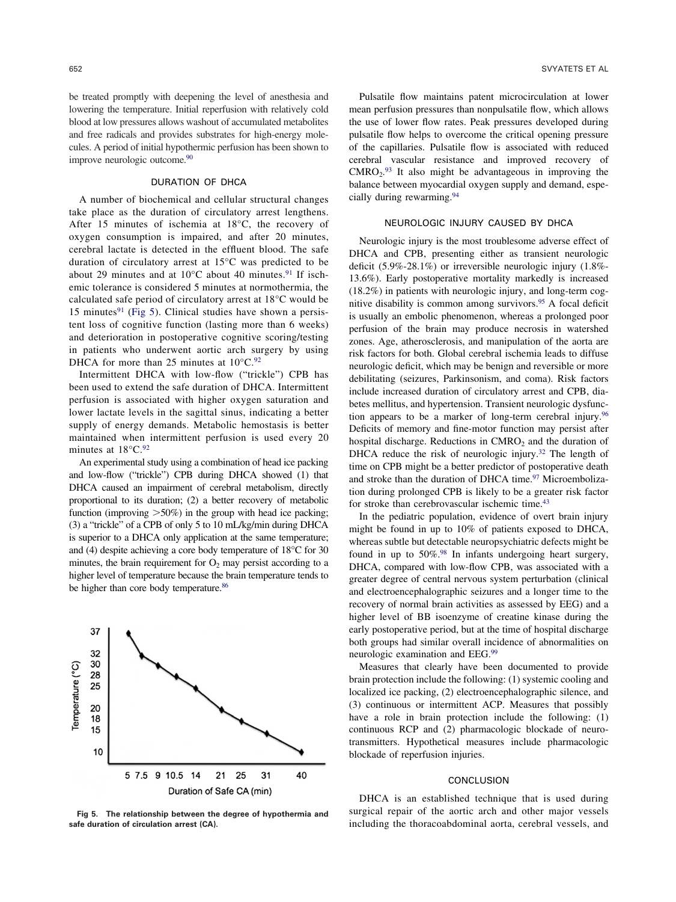be treated promptly with deepening the level of anesthesia and lowering the temperature. Initial reperfusion with relatively cold blood at low pressures allows washout of accumulated metabolites and free radicals and provides substrates for high-energy molecules. A period of initial hypothermic perfusion has been shown to improve neurologic outcome.[90]

## DURATION OF DHCA

A number of biochemical and cellular structural changes take place as the duration of circulatory arrest lengthens. After 15 minutes of ischemia at 18°C, the recovery of oxygen consumption is impaired, and after 20 minutes, cerebral lactate is detected in the effluent blood. The safe duration of circulatory arrest at 15°C was predicted to be about 29 minutes and at 10°C about 40 minutes.[91] If ischemic tolerance is considered 5 minutes at normothermia, the calculated safe period of circulatory arrest at 18°C would be 15 minutes[91] (Fig 5). Clinical studies have shown a persistent loss of cognitive function (lasting more than 6 weeks) and deterioration in postoperative cognitive scoring/testing in patients who underwent aortic arch surgery by using DHCA for more than 25 minutes at 10°C.[92]

Intermittent DHCA with low-flow ("trickle") CPB has been used to extend the safe duration of DHCA. Intermittent perfusion is associated with higher oxygen saturation and lower lactate levels in the sagittal sinus, indicating a better supply of energy demands. Metabolic hemostasis is better maintained when intermittent perfusion is used every 20 minutes at 18°C.[92]

An experimental study using a combination of head ice packing and low-flow ("trickle") CPB during DHCA showed (1) that DHCA caused an impairment of cerebral metabolism, directly proportional to its duration; (2) a better recovery of metabolic function (improving >50%) in the group with head ice packing; (3) a "trickle" of a CPB of only 5 to 10 mL/kg/min during DHCA is superior to a DHCA only application at the same temperature; and (4) despite achieving a core body temperature of 18°C for 30 minutes, the brain requirement for $O_2$ may persist according to a higher level of temperature because the brain temperature tends to be higher than core body temperature.[86]

Fig 5. The relationship between the degree of hypothermia and safe duration of circulation arrest (CA).

Pulsatile flow maintains patent microcirculation at lower mean perfusion pressures than nonpulsatile flow, which allows the use of lower flow rates. Peak pressures developed during pulsatile flow helps to overcome the critical opening pressure of the capillaries. Pulsatile flow is associated with reduced cerebral vascular resistance and improved recovery of $CMRO_2$.[93] It also might be advantageous in improving the balance between myocardial oxygen supply and demand, especially during rewarming.[94]

## NEUROLOGIC INJURY CAUSED BY DHCA

Neurologic injury is the most troublesome adverse effect of DHCA and CPB, presenting either as transient neurologic deficit (5.9%-28.1%) or irreversible neurologic injury (1.8%-13.6%). Early postoperative mortality markedly is increased (18.2%) in patients with neurologic injury, and long-term cognitive disability is common among survivors.[95] A focal deficit is usually an embolic phenomenon, whereas a prolonged poor perfusion of the brain may produce necrosis in watershed zones. Age, atherosclerosis, and manipulation of the aorta are risk factors for both. Global cerebral ischemia leads to diffuse neurologic deficit, which may be benign and reversible or more debilitating (seizures, Parkinsonism, and coma). Risk factors include increased duration of circulatory arrest and CPB, diabetes mellitus, and hypertension. Transient neurologic dysfunction appears to be a marker of long-term cerebral injury.[96] Deficits of memory and fine-motor function may persist after hospital discharge. Reductions in $CMRO_2$ and the duration of DHCA reduce the risk of neurologic injury.[32] The length of time on CPB might be a better predictor of postoperative death and stroke than the duration of DHCA time.[97] Microembolization during prolonged CPB is likely to be a greater risk factor for stroke than cerebrovascular ischemic time.[43]

In the pediatric population, evidence of overt brain injury might be found in up to 10% of patients exposed to DHCA, whereas subtle but detectable neuropsychiatric defects might be found in up to 50%.[98] In infants undergoing heart surgery, DHCA, compared with low-flow CPB, was associated with a greater degree of central nervous system perturbation (clinical and electroencephalographic seizures and a longer time to the recovery of normal brain activities as assessed by EEG) and a higher level of BB isoenzyme of creatine kinase during the early postoperative period, but at the time of hospital discharge both groups had similar overall incidence of abnormalities on neurologic examination and EEG.[99]

Measures that clearly have been documented to provide brain protection include the following: (1) systemic cooling and localized ice packing, (2) electroencephalographic silence, and (3) continuous or intermittent ACP. Measures that possibly have a role in brain protection include the following: (1) continuous RCP and (2) pharmacologic blockade of neurotransmitters. Hypothetical measures include pharmacologic blockade of reperfusion injuries.

## CONCLUSION

DHCA is an established technique that is used during surgical repair of the aortic arch and other major vessels including the thoracoabdominal aorta, cerebral vessels, and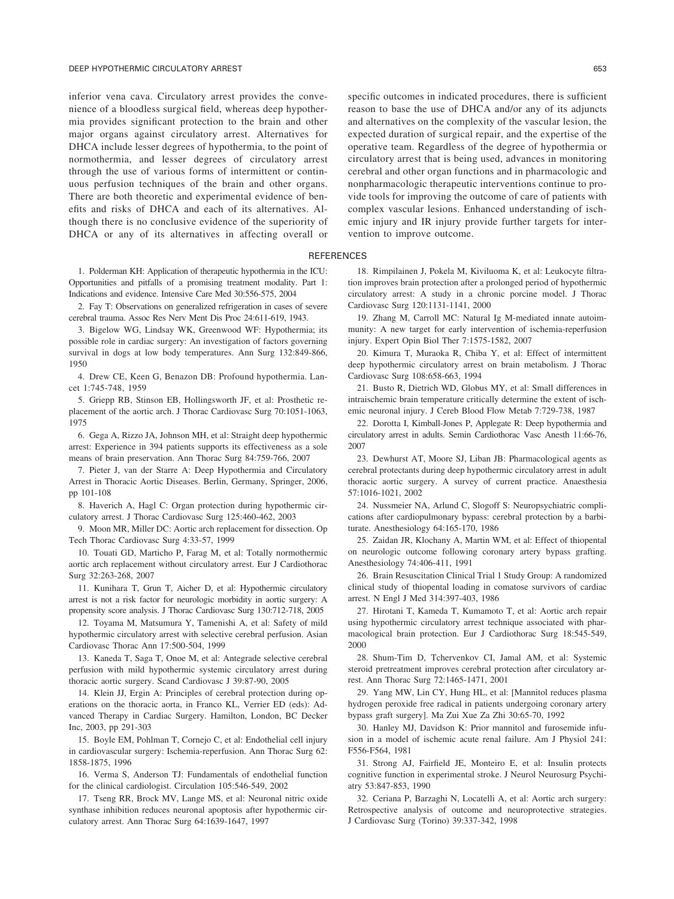inferior vena cava. Circulatory arrest provides the convenience of a bloodless surgical field, whereas deep hypothermia provides significant protection to the brain and other major organs against circulatory arrest. Alternatives for DHCA include lesser degrees of hypothermia, to the point of normothermia, and lesser degrees of circulatory arrest through the use of various forms of intermittent or continuous perfusion techniques of the brain and other organs. There are both theoretic and experimental evidence of benefits and risks of DHCA and each of its alternatives. Although there is no conclusive evidence of the superiority of DHCA or any of its alternatives in affecting overall or specific outcomes in indicated procedures, there is sufficient reason to base the use of DHCA and/or any of its adjuncts and alternatives on the complexity of the vascular lesion, the expected duration of surgical repair, and the expertise of the operative team. Regardless of the degree of hypothermia or circulatory arrest that is being used, advances in monitoring cerebral and other organ functions and in pharmacologic and nonpharmacologic therapeutic interventions continue to provide tools for improving the outcome of care of patients with complex vascular lesions. Enhanced understanding of ischemic injury and IR injury provide further targets for intervention to improve outcome.

## REFERENCES

1. Polderman KH: Application of therapeutic hypothermia in the ICU: Opportunities and pitfalls of a promising treatment modality. Part 1: Indications and evidence. Intensive Care Med 30:556-575, 2004

2. Fay T: Observations on generalized refrigeration in cases of severe cerebral trauma. Assoc Res Nerv Ment Dis Proc 24:611-619, 1943.

3. Bigelow WG, Lindsay WK, Greenwood WF: Hypothermia; its possible role in cardiac surgery: An investigation of factors governing survival in dogs at low body temperatures. Ann Surg 132:849-866, 1950

4. Drew CE, Keen G, Benazon DB: Profound hypothermia. Lancet 1:745-748, 1959

5. Griepp RB, Stinson EB, Hollingsworth JF, et al: Prosthetic replacement of the aortic arch. J Thorac Cardiovasc Surg 70:1051-1063, 1975

6. Gega A, Rizzo JA, Johnson MH, et al: Straight deep hypothermic arrest: Experience in 394 patients supports its effectiveness as a sole means of brain preservation. Ann Thorac Surg 84:759-766, 2007

7. Pieter J, van der Starre A: Deep Hypothermia and Circulatory Arrest in Thoracic Aortic Diseases. Berlin, Germany, Springer, 2006, pp 101-108

8. Haverich A, Hagl C: Organ protection during hypothermic circulatory arrest. J Thorac Cardiovasc Surg 125:460-462, 2003

9. Moon MR, Miller DC: Aortic arch replacement for dissection. Op Tech Thorac Cardiovasc Surg 4:33-57, 1999

10. Touati GD, Marticho P, Farag M, et al: Totally normothermic aortic arch replacement without circulatory arrest. Eur J Cardiothorac Surg 32:263-268, 2007

11. Kunihara T, Grun T, Aicher D, et al: Hypothermic circulatory arrest is not a risk factor for neurologic morbidity in aortic surgery: A propensity score analysis. J Thorac Cardiovasc Surg 130:712-718, 2005

12. Toyama M, Matsumura Y, Tamenishi A, et al: Safety of mild hypothermic circulatory arrest with selective cerebral perfusion. Asian Cardiovasc Thorac Ann 17:500-504, 1999

13. Kaneda T, Saga T, Onoe M, et al: Antegrade selective cerebral perfusion with mild hypothermic systemic circulatory arrest during thoracic aortic surgery. Scand Cardiovasc J 39:87-90, 2005

14. Klein JJ, Ergin A: Principles of cerebral protection during operations on the thoracic aorta, in Franco KL, Verrier ED (eds): Advanced Therapy in Cardiac Surgery. Hamilton, London, BC Decker Inc, 2003, pp 291-303

15. Boyle EM, Pohlman T, Cornejo C, et al: Endothelial cell injury in cardiovascular surgery: Ischemia-reperfusion. Ann Thorac Surg 62: 1858-1875, 1996

16. Verma S, Anderson TJ: Fundamentals of endothelial function for the clinical cardiologist. Circulation 105:546-549, 2002

17. Tseng RR, Brock MV, Lange MS, et al: Neuronal nitric oxide synthase inhibition reduces neuronal apoptosis after hypothermic circulatory arrest. Ann Thorac Surg 64:1639-1647, 1997

18. Rimpilainen J, Pokela M, Kiviluoma K, et al: Leukocyte filtration improves brain protection after a prolonged period of hypothermic circulatory arrest: A study in a chronic porcine model. J Thorac Cardiovasc Surg 120:1131-1141, 2000

19. Zhang M, Carroll MC: Natural Ig M-mediated innate autoimmunity: A new target for early intervention of ischemia-reperfusion injury. Expert Opin Biol Ther 7:1575-1582, 2007

20. Kimura T, Muraoka R, Chiba Y, et al: Effect of intermittent deep hypothermic circulatory arrest on brain metabolism. J Thorac Cardiovasc Surg 108:658-663, 1994

21. Busto R, Dietrich WD, Globus MY, et al: Small differences in intraischemic brain temperature critically determine the extent of ischemic neuronal injury. J Cereb Blood Flow Metab 7:729-738, 1987

22. Dorotta I, Kimball-Jones P, Applegate R: Deep hypothermia and circulatory arrest in adults. Semin Cardiothorac Vasc Anesth 11:66-76, 2007

23. Dewhurst AT, Moore SJ, Liban JB: Pharmacological agents as cerebral protectants during deep hypothermic circulatory arrest in adult thoracic aortic surgery. A survey of current practice. Anaesthesia 57:1016-1021, 2002

24. Nussmeier NA, Arlund C, Slogoff S: Neuropsychiatric complications after cardiopulmonary bypass: cerebral protection by a barbiturate. Anesthesiology 64:165-170, 1986

25. Zaidan JR, Klochany A, Martin WM, et al: Effect of thiopental on neurologic outcome following coronary artery bypass grafting. Anesthesiology 74:406-411, 1991

26. Brain Resuscitation Clinical Trial 1 Study Group: A randomized clinical study of thiopental loading in comatose survivors of cardiac arrest. N Engl J Med 314:397-403, 1986

27. Hirotani T, Kameda T, Kumamoto T, et al: Aortic arch repair using hypothermic circulatory arrest technique associated with pharmacological brain protection. Eur J Cardiothorac Surg 18:545-549, 2000

28. Shum-Tim D, Tchervenkov CI, Jamal AM, et al: Systemic steroid pretreatment improves cerebral protection after circulatory arrest. Ann Thorac Surg 72:1465-1471, 2001

29. Yang MW, Lin CY, Hung HL, et al: [Mannitol reduces plasma hydrogen peroxide free radical in patients undergoing coronary artery bypass graft surgery]. Ma Zui Xue Za Zhi 30:65-70, 1992

30. Hanley MJ, Davidson K: Prior mannitol and furosemide infusion in a model of ischemic acute renal failure. Am J Physiol 241: F556-F564, 1981

31. Strong AJ, Fairfield JE, Monteiro E, et al: Insulin protects cognitive function in experimental stroke. J Neurol Neurosurg Psychiatry 53:847-853, 1990

32. Ceriana P, Barzaghi N, Locatelli A, et al: Aortic arch surgery: Retrospective analysis of outcome and neuroprotective strategies. J Cardiovasc Surg (Torino) 39:337-342, 1998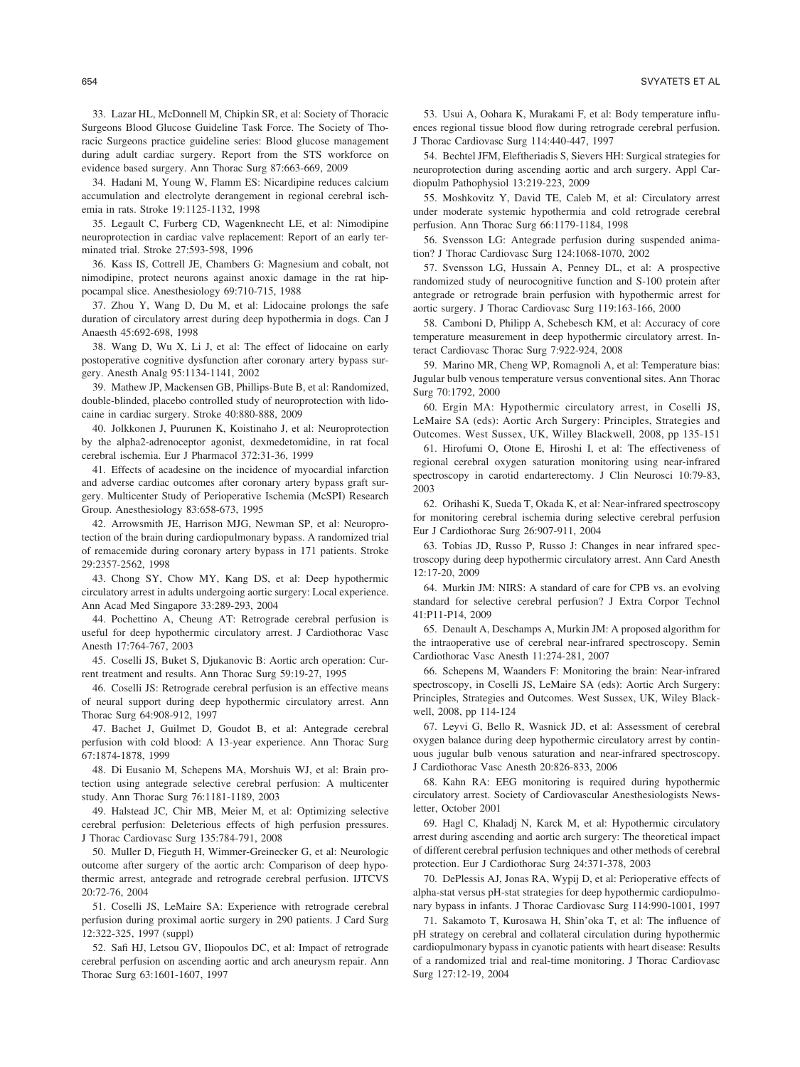33. Lazar HL, McDonnell M, Chipkin SR, et al: Society of Thoracic Surgeons Blood Glucose Guideline Task Force. The Society of Thoracic Surgeons practice guideline series: Blood glucose management during adult cardiac surgery. Report from the STS workforce on evidence based surgery. Ann Thorac Surg 87:663-669, 2009

34. Hadani M, Young W, Flamm ES: Nicardipine reduces calcium accumulation and electrolyte derangement in regional cerebral ischemia in rats. Stroke 19:1125-1132, 1998

35. Legault C, Furberg CD, Wagenknecht LE, et al: Nimodipine neuroprotection in cardiac valve replacement: Report of an early terminated trial. Stroke 27:593-598, 1996

36. Kass IS, Cottrell JE, Chambers G: Magnesium and cobalt, not nimodipine, protect neurons against anoxic damage in the rat hippocampal slice. Anesthesiology 69:710-715, 1988

37. Zhou Y, Wang D, Du M, et al: Lidocaine prolongs the safe duration of circulatory arrest during deep hypothermia in dogs. Can J Anaesth 45:692-698, 1998

38. Wang D, Wu X, Li J, et al: The effect of lidocaine on early postoperative cognitive dysfunction after coronary artery bypass surgery. Anesth Analg 95:1134-1141, 2002

39. Mathew JP, Mackensen GB, Phillips-Bute B, et al: Randomized, double-blinded, placebo controlled study of neuroprotection with lidocaine in cardiac surgery. Stroke 40:880-888, 2009

40. Jolkkonen J, Puurunen K, Koistinaho J, et al: Neuroprotection by the alpha2-adrenoceptor agonist, dexmedetomidine, in rat focal cerebral ischemia. Eur J Pharmacol 372:31-36, 1999

41. Effects of acadesine on the incidence of myocardial infarction and adverse cardiac outcomes after coronary artery bypass graft surgery. Multicenter Study of Perioperative Ischemia (McSPI) Research Group. Anesthesiology 83:658-673, 1995

42. Arrowsmith JE, Harrison MJG, Newman SP, et al: Neuroprotection of the brain during cardiopulmonary bypass. A randomized trial of remacemide during coronary artery bypass in 171 patients. Stroke 29:2357-2562, 1998

43. Chong SY, Chow MY, Kang DS, et al: Deep hypothermic circulatory arrest in adults undergoing aortic surgery: Local experience. Ann Acad Med Singapore 33:289-293, 2004

44. Pochettino A, Cheung AT: Retrograde cerebral perfusion is useful for deep hypothermic circulatory arrest. J Cardiothorac Vasc Anesth 17:764-767, 2003

45. Coselli JS, Buket S, Djukanovic B: Aortic arch operation: Current treatment and results. Ann Thorac Surg 59:19-27, 1995

46. Coselli JS: Retrograde cerebral perfusion is an effective means of neural support during deep hypothermic circulatory arrest. Ann Thorac Surg 64:908-912, 1997

47. Bachet J, Guilmet D, Goudot B, et al: Antegrade cerebral perfusion with cold blood: A 13-year experience. Ann Thorac Surg 67:1874-1878, 1999

48. Di Eusanio M, Schepens MA, Morshuis WJ, et al: Brain protection using antegrade selective cerebral perfusion: A multicenter study. Ann Thorac Surg 76:1181-1189, 2003

49. Halstead JC, Chir MB, Meier M, et al: Optimizing selective cerebral perfusion: Deleterious effects of high perfusion pressures. J Thorac Cardiovasc Surg 135:784-791, 2008

50. Muller D, Fieguth H, Wimmer-Greinecker G, et al: Neurologic outcome after surgery of the aortic arch: Comparison of deep hypothermic arrest, antegrade and retrograde cerebral perfusion. IJTCVS 20:72-76, 2004

51. Coselli JS, LeMaire SA: Experience with retrograde cerebral perfusion during proximal aortic surgery in 290 patients. J Card Surg 12:322-325, 1997 (suppl)

52. Safi HJ, Letsou GV, Iliopoulos DC, et al: Impact of retrograde cerebral perfusion on ascending aortic and arch aneurysm repair. Ann Thorac Surg 63:1601-1607, 1997

53. Usui A, Oohara K, Murakami F, et al: Body temperature influences regional tissue blood flow during retrograde cerebral perfusion. J Thorac Cardiovasc Surg 114:440-447, 1997

54. Bechtel JFM, Eleftheriadis S, Sievers HH: Surgical strategies for neuroprotection during ascending aortic and arch surgery. Appl Cardiopulm Pathophysiol 13:219-223, 2009

55. Moshkovitz Y, David TE, Caleb M, et al: Circulatory arrest under moderate systemic hypothermia and cold retrograde cerebral perfusion. Ann Thorac Surg 66:1179-1184, 1998

56. Svensson LG: Antegrade perfusion during suspended animation? J Thorac Cardiovasc Surg 124:1068-1070, 2002

57. Svensson LG, Hussain A, Penney DL, et al: A prospective randomized study of neurocognitive function and S-100 protein after antegrade or retrograde brain perfusion with hypothermic arrest for aortic surgery. J Thorac Cardiovasc Surg 119:163-166, 2000

58. Camboni D, Philipp A, Schebesch KM, et al: Accuracy of core temperature measurement in deep hypothermic circulatory arrest. Interact Cardiovasc Thorac Surg 7:922-924, 2008

59. Marino MR, Cheng WP, Romagnoli A, et al: Temperature bias: Jugular bulb venous temperature versus conventional sites. Ann Thorac Surg 70:1792, 2000

60. Ergin MA: Hypothermic circulatory arrest, in Coselli JS, LeMaire SA (eds): Aortic Arch Surgery: Principles, Strategies and Outcomes. West Sussex, UK, Willey Blackwell, 2008, pp 135-151

61. Hirofumi O, Otone E, Hiroshi I, et al: The effectiveness of regional cerebral oxygen saturation monitoring using near-infrared spectroscopy in carotid endarterectomy. J Clin Neurosci 10:79-83, 2003

62. Orihashi K, Sueda T, Okada K, et al: Near-infrared spectroscopy for monitoring cerebral ischemia during selective cerebral perfusion Eur J Cardiothorac Surg 26:907-911, 2004

63. Tobias JD, Russo P, Russo J: Changes in near infrared spectroscopy during deep hypothermic circulatory arrest. Ann Card Anesth 12:17-20, 2009

64. Murkin JM: NIRS: A standard of care for CPB vs. an evolving standard for selective cerebral perfusion? J Extra Corpor Technol 41:P11-P14, 2009

65. Denault A, Deschamps A, Murkin JM: A proposed algorithm for the intraoperative use of cerebral near-infrared spectroscopy. Semin Cardiothorac Vasc Anesth 11:274-281, 2007

66. Schepens M, Waanders F: Monitoring the brain: Near-infrared spectroscopy, in Coselli JS, LeMaire SA (eds): Aortic Arch Surgery: Principles, Strategies and Outcomes. West Sussex, UK, Wiley Blackwell, 2008, pp 114-124

67. Leyvi G, Bello R, Wasnick JD, et al: Assessment of cerebral oxygen balance during deep hypothermic circulatory arrest by continuous jugular bulb venous saturation and near-infrared spectroscopy. J Cardiothorac Vasc Anesth 20:826-833, 2006

68. Kahn RA: EEG monitoring is required during hypothermic circulatory arrest. Society of Cardiovascular Anesthesiologists Newsletter, October 2001

69. Hagl C, Khaladj N, Karck M, et al: Hypothermic circulatory arrest during ascending and aortic arch surgery: The theoretical impact of different cerebral perfusion techniques and other methods of cerebral protection. Eur J Cardiothorac Surg 24:371-378, 2003

70. DePlessis AJ, Jonas RA, Wypij D, et al: Perioperative effects of alpha-stat versus pH-stat strategies for deep hypothermic cardiopulmonary bypass in infants. J Thorac Cardiovasc Surg 114:990-1001, 1997

71. Sakamoto T, Kurosawa H, Shin'oka T, et al: The influence of pH strategy on cerebral and collateral circulation during hypothermic cardiopulmonary bypass in cyanotic patients with heart disease: Results of a randomized trial and real-time monitoring. J Thorac Cardiovasc Surg 127:12-19, 2004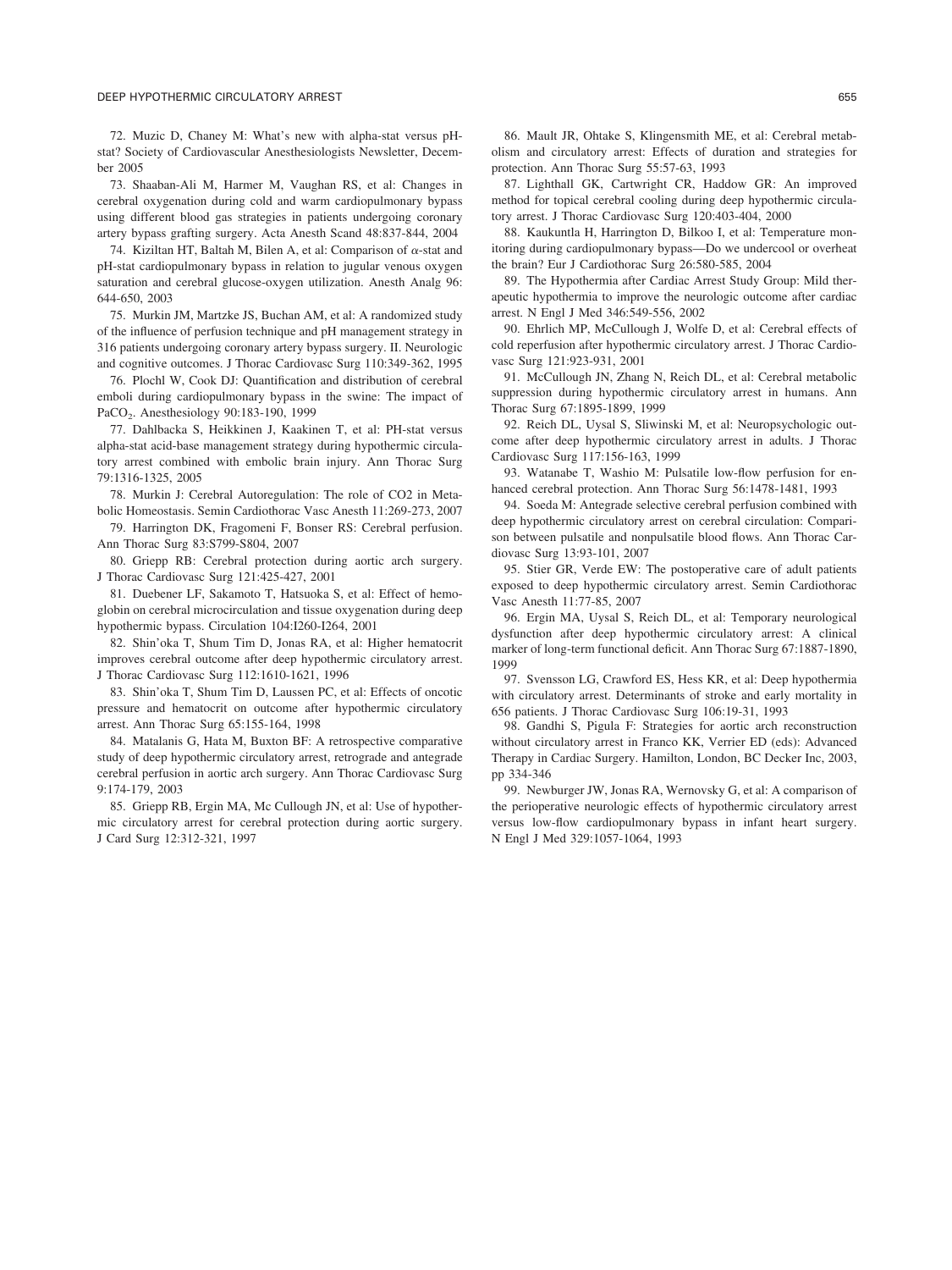72. Muzic D, Chaney M: What's new with alpha-stat versus pH-stat? Society of Cardiovascular Anesthesiologists Newsletter, December 2005

73. Shaaban-Ali M, Harmer M, Vaughan RS, et al: Changes in cerebral oxygenation during cold and warm cardiopulmonary bypass using different blood gas strategies in patients undergoing coronary artery bypass grafting surgery. Acta Anesth Scand 48:837-844, 2004

74. Kiziltan HT, Baltah M, Bilen A, et al: Comparison of $\alpha$-stat and pH-stat cardiopulmonary bypass in relation to jugular venous oxygen saturation and cerebral glucose-oxygen utilization. Anesth Analg 96: 644-650, 2003

75. Murkin JM, Martzke JS, Buchan AM, et al: A randomized study of the influence of perfusion technique and pH management strategy in 316 patients undergoing coronary artery bypass surgery. II. Neurologic and cognitive outcomes. J Thorac Cardiovasc Surg 110:349-362, 1995

76. Plochl W, Cook DJ: Quantification and distribution of cerebral emboli during cardiopulmonary bypass in the swine: The impact of $PaCO_2$. Anesthesiology 90:183-190, 1999

77. Dahlbacka S, Heikkinen J, Kaakinen T, et al: PH-stat versus alpha-stat acid-base management strategy during hypothermic circulatory arrest combined with embolic brain injury. Ann Thorac Surg 79:1316-1325, 2005

78. Murkin J: Cerebral Autoregulation: The role of CO2 in Metabolic Homeostasis. Semin Cardiothorac Vasc Anesth 11:269-273, 2007

79. Harrington DK, Fragomeni F, Bonser RS: Cerebral perfusion. Ann Thorac Surg 83:S799-S804, 2007

80. Griepp RB: Cerebral protection during aortic arch surgery. J Thorac Cardiovasc Surg 121:425-427, 2001

81. Duebener LF, Sakamoto T, Hatsuoka S, et al: Effect of hemoglobin on cerebral microcirculation and tissue oxygenation during deep hypothermic bypass. Circulation 104:I260-I264, 2001

82. Shin'oka T, Shum Tim D, Jonas RA, et al: Higher hematocrit improves cerebral outcome after deep hypothermic circulatory arrest. J Thorac Cardiovasc Surg 112:1610-1621, 1996

83. Shin'oka T, Shum Tim D, Laussen PC, et al: Effects of oncotic pressure and hematocrit on outcome after hypothermic circulatory arrest. Ann Thorac Surg 65:155-164, 1998

84. Matalanis G, Hata M, Buxton BF: A retrospective comparative study of deep hypothermic circulatory arrest, retrograde and antegrade cerebral perfusion in aortic arch surgery. Ann Thorac Cardiovasc Surg 9:174-179, 2003

85. Griepp RB, Ergin MA, Mc Cullough JN, et al: Use of hypothermic circulatory arrest for cerebral protection during aortic surgery. J Card Surg 12:312-321, 1997

86. Mault JR, Ohtake S, Klingensmith ME, et al: Cerebral metabolism and circulatory arrest: Effects of duration and strategies for protection. Ann Thorac Surg 55:57-63, 1993

87. Lighthall GK, Cartwright CR, Haddow GR: An improved method for topical cerebral cooling during deep hypothermic circulatory arrest. J Thorac Cardiovasc Surg 120:403-404, 2000

88. Kaukuntla H, Harrington D, Bilkoo I, et al: Temperature monitoring during cardiopulmonary bypass—Do we undercool or overheat the brain? Eur J Cardiothorac Surg 26:580-585, 2004

89. The Hypothermia after Cardiac Arrest Study Group: Mild therapeutic hypothermia to improve the neurologic outcome after cardiac arrest. N Engl J Med 346:549-556, 2002

90. Ehrlich MP, McCullough J, Wolfe D, et al: Cerebral effects of cold reperfusion after hypothermic circulatory arrest. J Thorac Cardiovasc Surg 121:923-931, 2001

91. McCullough JN, Zhang N, Reich DL, et al: Cerebral metabolic suppression during hypothermic circulatory arrest in humans. Ann Thorac Surg 67:1895-1899, 1999

92. Reich DL, Uysal S, Sliwinski M, et al: Neuropsychologic outcome after deep hypothermic circulatory arrest in adults. J Thorac Cardiovasc Surg 117:156-163, 1999

93. Watanabe T, Washio M: Pulsatile low-flow perfusion for enhanced cerebral protection. Ann Thorac Surg 56:1478-1481, 1993

94. Soeda M: Antegrade selective cerebral perfusion combined with deep hypothermic circulatory arrest on cerebral circulation: Comparison between pulsatile and nonpulsatile blood flows. Ann Thorac Cardiovasc Surg 13:93-101, 2007

95. Stier GR, Verde EW: The postoperative care of adult patients exposed to deep hypothermic circulatory arrest. Semin Cardiothorac Vasc Anesth 11:77-85, 2007

96. Ergin MA, Uysal S, Reich DL, et al: Temporary neurological dysfunction after deep hypothermic circulatory arrest: A clinical marker of long-term functional deficit. Ann Thorac Surg 67:1887-1890, 1999

97. Svensson LG, Crawford ES, Hess KR, et al: Deep hypothermia with circulatory arrest. Determinants of stroke and early mortality in 656 patients. J Thorac Cardiovasc Surg 106:19-31, 1993

98. Gandhi S, Pigula F: Strategies for aortic arch reconstruction without circulatory arrest in Franco KK, Verrier ED (eds): Advanced Therapy in Cardiac Surgery. Hamilton, London, BC Decker Inc, 2003, pp 334-346

99. Newburger JW, Jonas RA, Wernovsky G, et al: A comparison of the perioperative neurologic effects of hypothermic circulatory arrest versus low-flow cardiopulmonary bypass in infant heart surgery. N Engl J Med 329:1057-1064, 1993